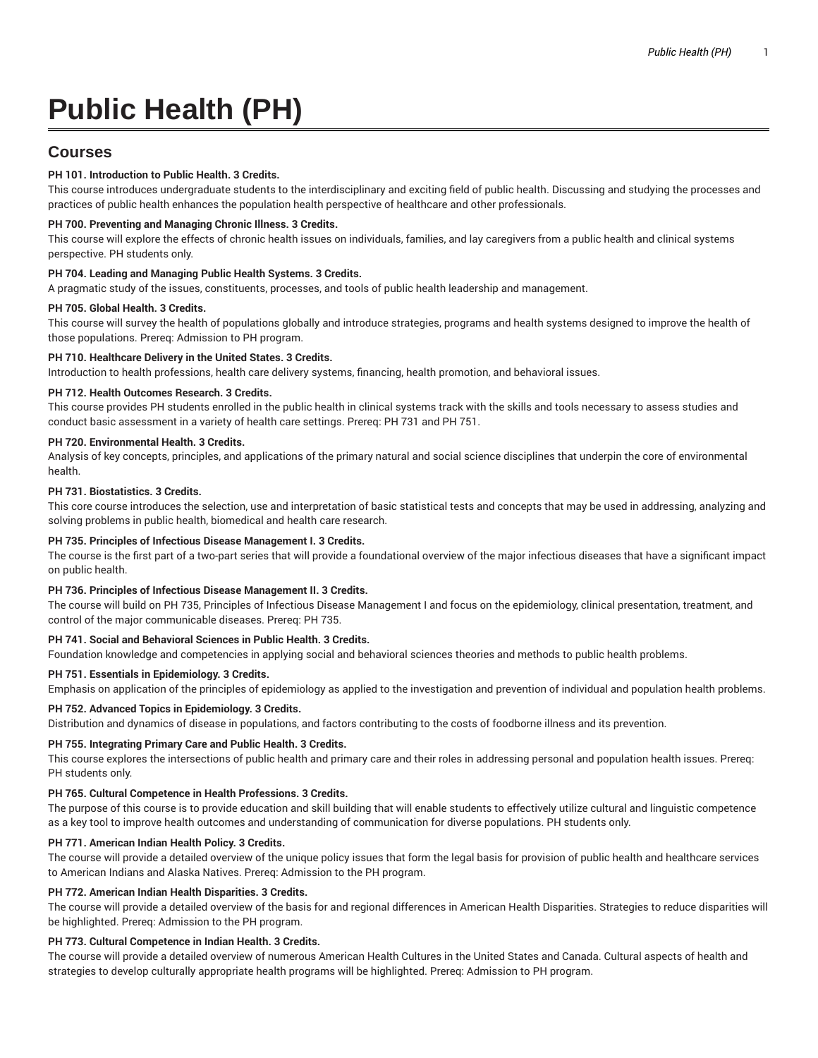# Public Health (PH)

## Courses

**PH 101. Introduction to Public Health. 3 Credits.**

This course introduces undergraduate students to the interdisciplinary and exciting field of public health. Discussing and studying the processes and practices of public health enhances the population health perspective of healthcare and other professionals.

**PH 700. Preventing and Managing Chronic Illness. 3 Credits.**

This course will explore the effects of chronic health issues on individuals, families, and lay caregivers from a public health and clinical systems perspective. PH students only.

**PH 704. Leading and Managing Public Health Systems. 3 Credits.**

A pragmatic study of the issues, constituents, processes, and tools of public health leadership and management.

**PH 705. Global Health. 3 Credits.**

This course will survey the health of populations globally and introduce strategies, programs and health systems designed to improve the health of those populations. Prereq: Admission to PH program.

**PH 710. Healthcare Delivery in the United States. 3 Credits.**

Introduction to health professions, health care delivery systems, financing, health promotion, and behavioral issues.

**PH 712. Health Outcomes Research. 3 Credits.**

This course provides PH students enrolled in the public health in clinical systems track with the skills and tools necessary to assess studies and conduct basic assessment in a variety of health care settings. Prereq: PH 731 and PH 751.

**PH 720. Environmental Health. 3 Credits.**

Analysis of key concepts, principles, and applications of the primary natural and social science disciplines that underpin the core of environmental health.

**PH 731. Biostatistics. 3 Credits.**

This core course introduces the selection, use and interpretation of basic statistical tests and concepts that may be used in addressing, analyzing and solving problems in public health, biomedical and health care research.

**PH 735. Principles of Infectious Disease Management I. 3 Credits.**

The course is the first part of a two-part series that will provide a foundational overview of the major infectious diseases that have a significant impact on public health.

**PH 736. Principles of Infectious Disease Management II. 3 Credits.**

The course will build on PH 735, Principles of Infectious Disease Management I and focus on the epidemiology, clinical presentation, treatment, and control of the major communicable diseases. Prereq: PH 735.

**PH 741. Social and Behavioral Sciences in Public Health. 3 Credits.**

Foundation knowledge and competencies in applying social and behavioral sciences theories and methods to public health problems.

**PH 751. Essentials in Epidemiology. 3 Credits.**

Emphasis on application of the principles of epidemiology as applied to the investigation and prevention of individual and population health problems.

**PH 752. Advanced Topics in Epidemiology. 3 Credits.**

Distribution and dynamics of disease in populations, and factors contributing to the costs of foodborne illness and its prevention.

**PH 755. Integrating Primary Care and Public Health. 3 Credits.**

This course explores the intersections of public health and primary care and their roles in addressing personal and population health issues. Prereq: PH students only.

**PH 765. Cultural Competence in Health Professions. 3 Credits.**

The purpose of this course is to provide education and skill building that will enable students to effectively utilize cultural and linguistic competence as a key tool to improve health outcomes and understanding of communication for diverse populations. PH students only.

**PH 771. American Indian Health Policy. 3 Credits.**

The course will provide a detailed overview of the unique policy issues that form the legal basis for provision of public health and healthcare services to American Indians and Alaska Natives. Prereq: Admission to the PH program.

**PH 772. American Indian Health Disparities. 3 Credits.**

The course will provide a detailed overview of the basis for and regional differences in American Health Disparities. Strategies to reduce disparities will be highlighted. Prereq: Admission to the PH program.

**PH 773. Cultural Competence in Indian Health. 3 Credits.**

The course will provide a detailed overview of numerous American Health Cultures in the United States and Canada. Cultural aspects of health and strategies to develop culturally appropriate health programs will be highlighted. Prereq: Admission to PH program.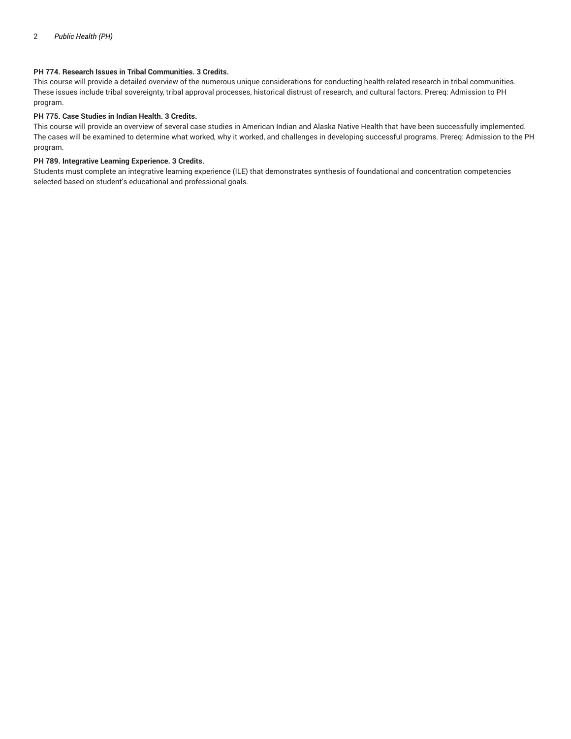**PH 774. Research Issues in Tribal Communities. 3 Credits.**
This course will provide a detailed overview of the numerous unique considerations for conducting health-related research in tribal communities. These issues include tribal sovereignty, tribal approval processes, historical distrust of research, and cultural factors. Prereq: Admission to PH program.

**PH 775. Case Studies in Indian Health. 3 Credits.**
This course will provide an overview of several case studies in American Indian and Alaska Native Health that have been successfully implemented. The cases will be examined to determine what worked, why it worked, and challenges in developing successful programs. Prereq: Admission to the PH program.

**PH 789. Integrative Learning Experience. 3 Credits.**
Students must complete an integrative learning experience (ILE) that demonstrates synthesis of foundational and concentration competencies selected based on student's educational and professional goals.